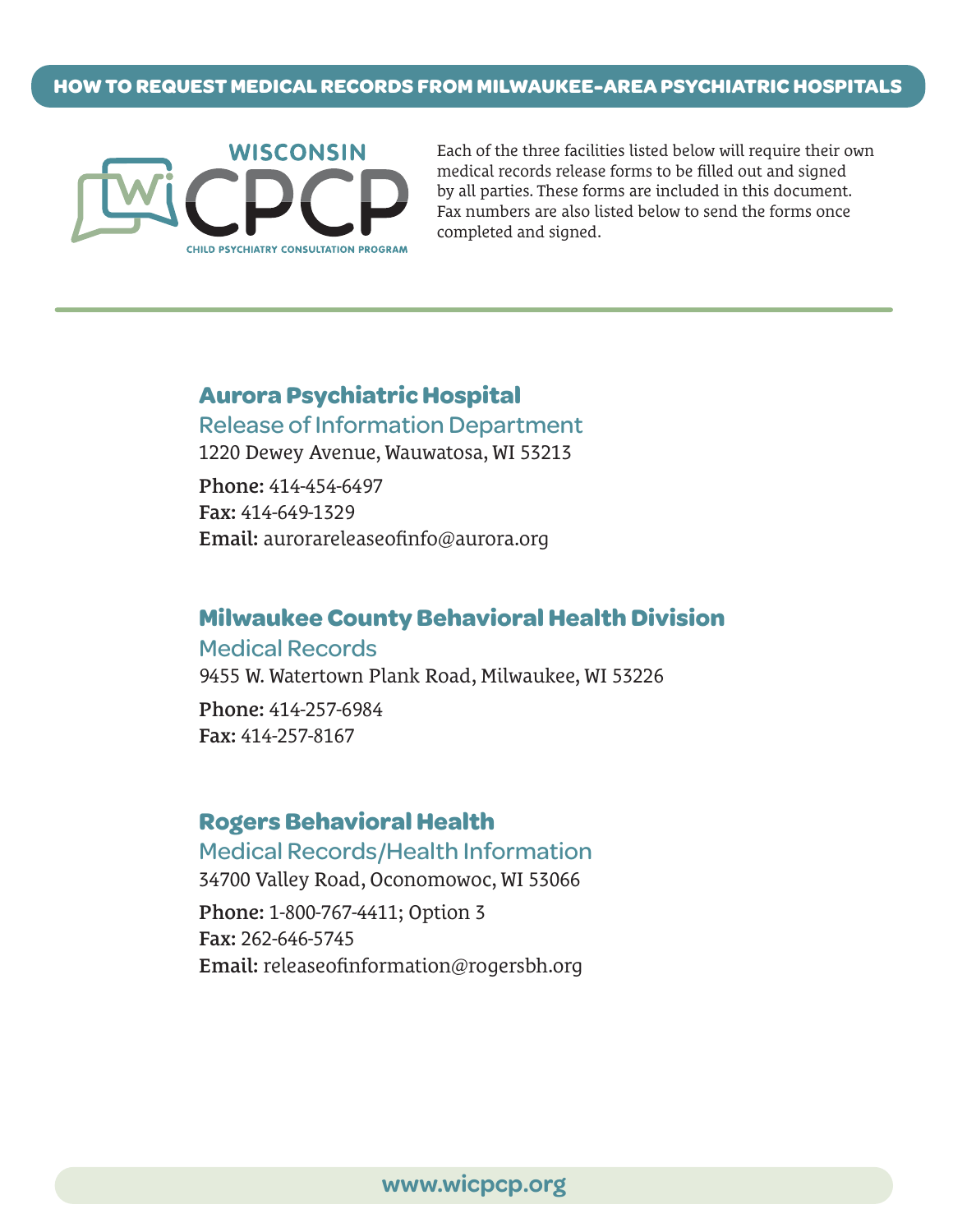# HOW TO REQUEST MEDICAL RECORDS FROM MILWAUKEE-AREA PSYCHIATRIC HOSPITALS

WISCONSIN CPCP
CHILD PSYCHIATRY CONSULTATION PROGRAM

Each of the three facilities listed below will require their own medical records release forms to be filled out and signed by all parties. These forms are included in this document. Fax numbers are also listed below to send the forms once completed and signed.

## Aurora Psychiatric Hospital

### Release of Information Department

1220 Dewey Avenue, Wauwatosa, WI 53213

**Phone:** 414-454-6497
**Fax:** 414-649-1329
**Email:** aurorareleaseofinfo@aurora.org

## Milwaukee County Behavioral Health Division

### Medical Records

9455 W. Watertown Plank Road, Milwaukee, WI 53226

**Phone:** 414-257-6984
**Fax:** 414-257-8167

## Rogers Behavioral Health

### Medical Records/Health Information

34700 Valley Road, Oconomowoc, WI 53066

**Phone:** 1-800-767-4411; Option 3
**Fax:** 262-646-5745
**Email:** releaseofinformation@rogersbh.org

www.wicpcp.org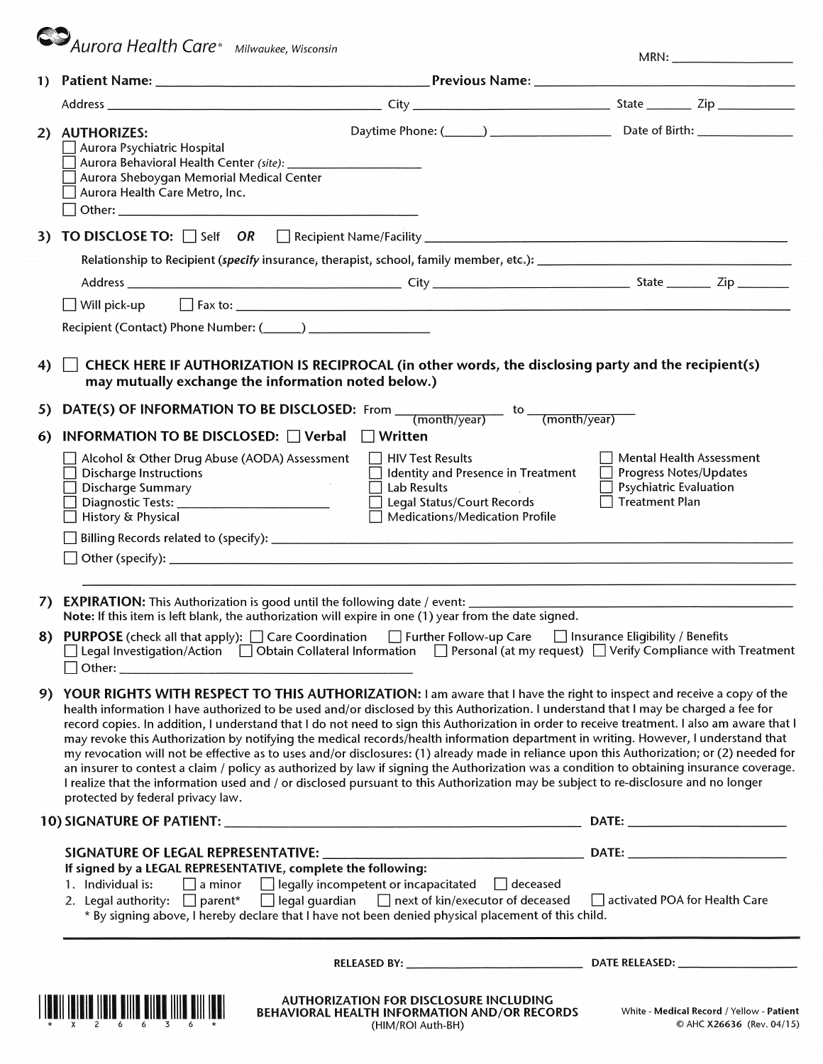Aurora Health Care® Milwaukee, Wisconsin

MRN: ___________________

**1) Patient Name:** ______________________________ **Previous Name:** ______________________________

Address ______________________________ City ____________________ State _______ Zip ___________

**2) AUTHORIZES:**

Daytime Phone: (______) ________________ Date of Birth: ______________

- ☐ Aurora Psychiatric Hospital
- ☐ Aurora Behavioral Health Center *(site)*: ____________________
- ☐ Aurora Sheboygan Memorial Medical Center
- ☐ Aurora Health Care Metro, Inc.
- ☐ Other: ______________________________

**3) TO DISCLOSE TO:** ☐ Self **OR** ☐ Recipient Name/Facility ______________________________

Relationship to Recipient (*specify* insurance, therapist, school, family member, etc.): ______________________________

Address ______________________________ City ____________________ State _______ Zip ________

☐ Will pick-up ☐ Fax to: ______________________________

Recipient (Contact) Phone Number: (______) ________________

**4)** ☐ **CHECK HERE IF AUTHORIZATION IS RECIPROCAL (in other words, the disclosing party and the recipient(s) may mutually exchange the information noted below.)**

**5) DATE(S) OF INFORMATION TO BE DISCLOSED:** From ____________ (month/year) to ____________ (month/year)

**6) INFORMATION TO BE DISCLOSED:** ☐ Verbal ☐ Written

- ☐ Alcohol & Other Drug Abuse (AODA) Assessment
- ☐ Discharge Instructions
- ☐ Discharge Summary
- ☐ Diagnostic Tests: ____________________
- ☐ History & Physical
- ☐ HIV Test Results
- ☐ Identity and Presence in Treatment
- ☐ Lab Results
- ☐ Legal Status/Court Records
- ☐ Medications/Medication Profile
- ☐ Mental Health Assessment
- ☐ Progress Notes/Updates
- ☐ Psychiatric Evaluation
- ☐ Treatment Plan
- ☐ Billing Records related to (specify): ______________________________
- ☐ Other (specify): ______________________________

______________________________

**7) EXPIRATION:** This Authorization is good until the following date / event: ______________________________

**Note: If this item is left blank, the authorization will expire in one (1) year from the date signed.**

**8) PURPOSE** (check all that apply): ☐ Care Coordination ☐ Further Follow-up Care ☐ Insurance Eligibility / Benefits ☐ Legal Investigation/Action ☐ Obtain Collateral Information ☐ Personal (at my request) ☐ Verify Compliance with Treatment ☐ Other: ______________________________

**9) YOUR RIGHTS WITH RESPECT TO THIS AUTHORIZATION:** I am aware that I have the right to inspect and receive a copy of the health information I have authorized to be used and/or disclosed by this Authorization. I understand that I may be charged a fee for record copies. In addition, I understand that I do not need to sign this Authorization in order to receive treatment. I also am aware that I may revoke this Authorization by notifying the medical records/health information department in writing. However, I understand that my revocation will not be effective as to uses and/or disclosures: (1) already made in reliance upon this Authorization; or (2) needed for an insurer to contest a claim / policy as authorized by law if signing the Authorization was a condition to obtaining insurance coverage. I realize that the information used and / or disclosed pursuant to this Authorization may be subject to re-disclosure and no longer protected by federal privacy law.

**10) SIGNATURE OF PATIENT:** ______________________________ **DATE:** ______________

**SIGNATURE OF LEGAL REPRESENTATIVE:** ______________________________ **DATE:** ______________

**If signed by a LEGAL REPRESENTATIVE, complete the following:**

1. Individual is: ☐ a minor ☐ legally incompetent or incapacitated ☐ deceased
2. Legal authority: ☐ parent* ☐ legal guardian ☐ next of kin/executor of deceased ☐ activated POA for Health Care

\* By signing above, I hereby declare that I have not been denied physical placement of this child.

**RELEASED BY:** ______________________________ **DATE RELEASED:** ______________

\* X 2 6 6 3 6 \*

**AUTHORIZATION FOR DISCLOSURE INCLUDING BEHAVIORAL HEALTH INFORMATION AND/OR RECORDS**
(HIM/ROI Auth-BH)

White - **Medical Record** / Yellow - **Patient**
© AHC **X26636** (Rev. 04/15)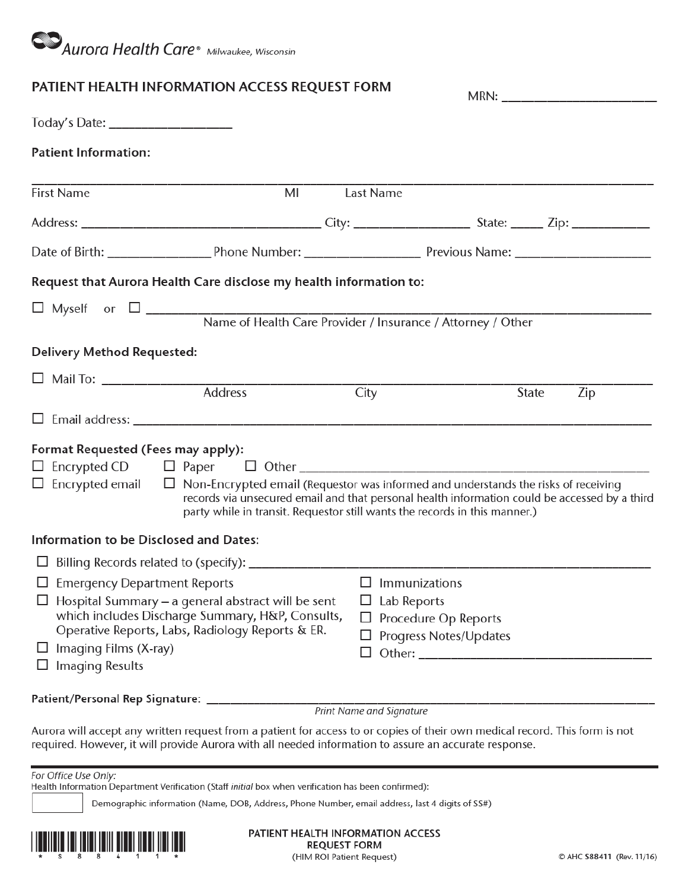Aurora Health Care® Milwaukee, Wisconsin

## PATIENT HEALTH INFORMATION ACCESS REQUEST FORM

MRN: ______________________

Today's Date: ________________

**Patient Information:**

______________________________________________________________________
First Name MI Last Name

Address: ______________________________ City: ________________ State: _____ Zip: ___________

Date of Birth: ______________ Phone Number: ________________ Previous Name: __________________

**Request that Aurora Health Care disclose my health information to:**

☐ Myself or ☐ ______________________________________________________________
Name of Health Care Provider / Insurance / Attorney / Other

**Delivery Method Requested:**

☐ Mail To: ______________________________________________________________
Address City State Zip

☐ Email address: ______________________________________________________________

**Format Requested (Fees may apply):**

☐ Encrypted CD ☐ Paper ☐ Other ______________________________________________

☐ Encrypted email ☐ Non-Encrypted email (Requestor was informed and understands the risks of receiving records via unsecured email and that personal health information could be accessed by a third party while in transit. Requestor still wants the records in this manner.)

**Information to be Disclosed and Dates:**

☐ Billing Records related to (specify): ______________________________________________

☐ Emergency Department Reports

☐ Hospital Summary – a general abstract will be sent which includes Discharge Summary, H&P, Consults, Operative Reports, Labs, Radiology Reports & ER.

☐ Imaging Films (X-ray)

☐ Imaging Results

☐ Immunizations

☐ Lab Reports

☐ Procedure Op Reports

☐ Progress Notes/Updates

☐ Other: ______________________________

**Patient/Personal Rep Signature:** ______________________________________________________________
*Print Name and Signature*

Aurora will accept any written request from a patient for access to or copies of their own medical record. This form is not required. However, it will provide Aurora with all needed information to assure an accurate response.

---

*For Office Use Only:*
Health Information Department Verification (Staff *initial* box when verification has been confirmed):

☐ Demographic information (Name, DOB, Address, Phone Number, email address, last 4 digits of SS#)

\* S 8 8 4 1 1 \*

**PATIENT HEALTH INFORMATION ACCESS REQUEST FORM**
(HIM ROI Patient Request)

© AHC S88411 (Rev. 11/16)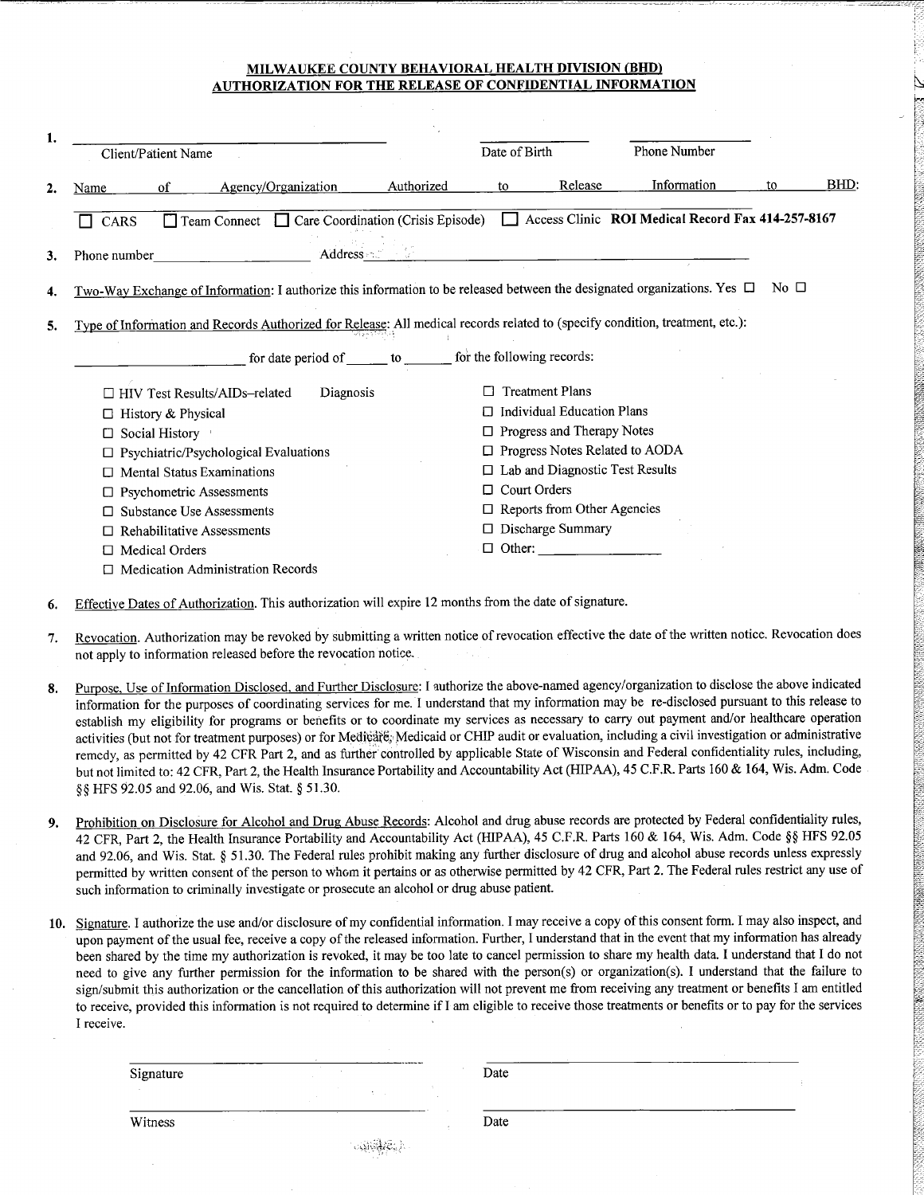# MILWAUKEE COUNTY BEHAVIORAL HEALTH DIVISION (BHD)
# AUTHORIZATION FOR THE RELEASE OF CONFIDENTIAL INFORMATION

1. ______________________________ Client/Patient Name ______________ Date of Birth ______________ Phone Number

2. Name of Agency/Organization Authorized to Release Information to BHD:

   ☐ CARS ☐ Team Connect ☐ Care Coordination (Crisis Episode) ☐ Access Clinic **ROI Medical Record Fax 414-257-8167**

3. Phone number ______________________ Address ______________________________________________

4. Two-Way Exchange of Information: I authorize this information to be released between the designated organizations. Yes ☐ No ☐

5. Type of Information and Records Authorized for Release: All medical records related to (specify condition, treatment, etc.):

   ______________________ for date period of ______ to _______ for the following records:

   - ☐ HIV Test Results/AIDs–related Diagnosis
   - ☐ History & Physical
   - ☐ Social History
   - ☐ Psychiatric/Psychological Evaluations
   - ☐ Mental Status Examinations
   - ☐ Psychometric Assessments
   - ☐ Substance Use Assessments
   - ☐ Rehabilitative Assessments
   - ☐ Medical Orders
   - ☐ Medication Administration Records
   - ☐ Treatment Plans
   - ☐ Individual Education Plans
   - ☐ Progress and Therapy Notes
   - ☐ Progress Notes Related to AODA
   - ☐ Lab and Diagnostic Test Results
   - ☐ Court Orders
   - ☐ Reports from Other Agencies
   - ☐ Discharge Summary
   - ☐ Other: ________________

6. Effective Dates of Authorization. This authorization will expire 12 months from the date of signature.

7. Revocation. Authorization may be revoked by submitting a written notice of revocation effective the date of the written notice. Revocation does not apply to information released before the revocation notice.

8. Purpose, Use of Information Disclosed, and Further Disclosure: I authorize the above-named agency/organization to disclose the above indicated information for the purposes of coordinating services for me. I understand that my information may be re-disclosed pursuant to this release to establish my eligibility for programs or benefits or to coordinate my services as necessary to carry out payment and/or healthcare operation activities (but not for treatment purposes) or for Medicare, Medicaid or CHIP audit or evaluation, including a civil investigation or administrative remedy, as permitted by 42 CFR Part 2, and as further controlled by applicable State of Wisconsin and Federal confidentiality rules, including, but not limited to: 42 CFR, Part 2, the Health Insurance Portability and Accountability Act (HIPAA), 45 C.F.R. Parts 160 & 164, Wis. Adm. Code §§ HFS 92.05 and 92.06, and Wis. Stat. § 51.30.

9. Prohibition on Disclosure for Alcohol and Drug Abuse Records: Alcohol and drug abuse records are protected by Federal confidentiality rules, 42 CFR, Part 2, the Health Insurance Portability and Accountability Act (HIPAA), 45 C.F.R. Parts 160 & 164, Wis. Adm. Code §§ HFS 92.05 and 92.06, and Wis. Stat. § 51.30. The Federal rules prohibit making any further disclosure of drug and alcohol abuse records unless expressly permitted by written consent of the person to whom it pertains or as otherwise permitted by 42 CFR, Part 2. The Federal rules restrict any use of such information to criminally investigate or prosecute an alcohol or drug abuse patient.

10. Signature. I authorize the use and/or disclosure of my confidential information. I may receive a copy of this consent form. I may also inspect, and upon payment of the usual fee, receive a copy of the released information. Further, I understand that in the event that my information has already been shared by the time my authorization is revoked, it may be too late to cancel permission to share my health data. I understand that I do not need to give any further permission for the information to be shared with the person(s) or organization(s). I understand that the failure to sign/submit this authorization or the cancellation of this authorization will not prevent me from receiving any treatment or benefits I am entitled to receive, provided this information is not required to determine if I am eligible to receive those treatments or benefits or to pay for the services I receive.

______________________________ Signature ______________________________ Date

______________________________ Witness ______________________________ Date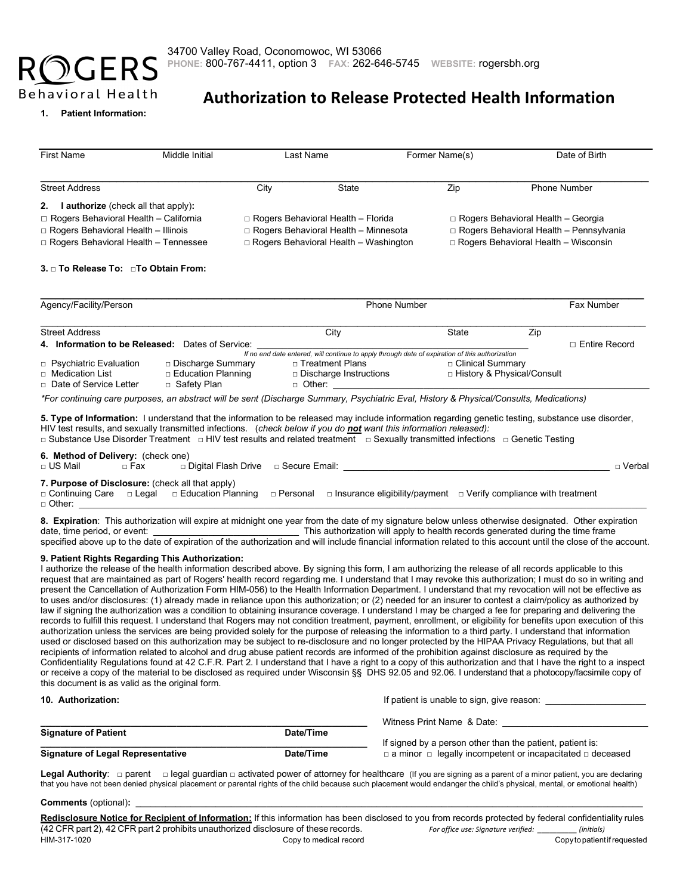ROGERS Behavioral Health

34700 Valley Road, Oconomowoc, WI 53066
PHONE: 800-767-4411, option 3 FAX: 262-646-5745 WEBSITE: rogersbh.org

# Authorization to Release Protected Health Information

**1. Patient Information:**

| First Name | Middle Initial | Last Name | Former Name(s) | Date of Birth |
|---|---|---|---|---|
| | | | | |

| Street Address | City | State | Zip | Phone Number |
|---|---|---|---|---|
| | | | | |

**2. I authorize** (check all that apply)**:**

□ Rogers Behavioral Health – California
□ Rogers Behavioral Health – Florida
□ Rogers Behavioral Health – Georgia
□ Rogers Behavioral Health – Illinois
□ Rogers Behavioral Health – Minnesota
□ Rogers Behavioral Health – Pennsylvania
□ Rogers Behavioral Health – Tennessee
□ Rogers Behavioral Health – Washington
□ Rogers Behavioral Health – Wisconsin

**3. □ To Release To: □To Obtain From:**

| Agency/Facility/Person | Phone Number | Fax Number |
|---|---|---|
| | | |

| Street Address | City | State | Zip |
|---|---|---|---|
| | | | |

**4. Information to be Released:** Dates of Service: ______________________ □ Entire Record

*If no end date entered, will continue to apply through date of expiration of this authorization*

□ Psychiatric Evaluation
□ Discharge Summary
□ Treatment Plans
□ Clinical Summary
□ Medication List
□ Education Planning
□ Discharge Instructions
□ History & Physical/Consult
□ Date of Service Letter
□ Safety Plan
□ Other: ______________________

*\*For continuing care purposes, an abstract will be sent (Discharge Summary, Psychiatric Eval, History & Physical/Consults, Medications)*

**5. Type of Information:** I understand that the information to be released may include information regarding genetic testing, substance use disorder, HIV test results, and sexually transmitted infections. (*check below if you do **not** want this information released):*

□ Substance Use Disorder Treatment □ HIV test results and related treatment □ Sexually transmitted infections □ Genetic Testing

**6. Method of Delivery:** (check one)

□ US Mail □ Fax □ Digital Flash Drive □ Secure Email: ______________________ □ Verbal

**7. Purpose of Disclosure:** (check all that apply)

□ Continuing Care □ Legal □ Education Planning □ Personal □ Insurance eligibility/payment □ Verify compliance with treatment

□ Other: ______________________

**8. Expiration**: This authorization will expire at midnight one year from the date of my signature below unless otherwise designated. Other expiration date, time period, or event: ______________________ This authorization will apply to health records generated during the time frame specified above up to the date of expiration of the authorization and will include financial information related to this account until the close of the account.

**9. Patient Rights Regarding This Authorization:**

I authorize the release of the health information described above. By signing this form, I am authorizing the release of all records applicable to this request that are maintained as part of Rogers' health record regarding me. I understand that I may revoke this authorization; I must do so in writing and present the Cancellation of Authorization Form HIM-056) to the Health Information Department. I understand that my revocation will not be effective as to uses and/or disclosures: (1) already made in reliance upon this authorization; or (2) needed for an insurer to contest a claim/policy as authorized by law if signing the authorization was a condition to obtaining insurance coverage. I understand I may be charged a fee for preparing and delivering the records to fulfill this request. I understand that Rogers may not condition treatment, payment, enrollment, or eligibility for benefits upon execution of this authorization unless the services are being provided solely for the purpose of releasing the information to a third party. I understand that information used or disclosed based on this authorization may be subject to re-disclosure and no longer protected by the HIPAA Privacy Regulations, but that all recipients of information related to alcohol and drug abuse patient records are informed of the prohibition against disclosure as required by the Confidentiality Regulations found at 42 C.F.R. Part 2. I understand that I have a right to a copy of this authorization and that I have the right to a inspect or receive a copy of the material to be disclosed as required under Wisconsin §§ DHS 92.05 and 92.06. I understand that a photocopy/facsimile copy of this document is as valid as the original form.

**10. Authorization:**

If patient is unable to sign, give reason: ______________________

Witness Print Name & Date: ______________________

**Signature of Patient** ______________________ **Date/Time**

**Signature of Legal Representative** ______________________ **Date/Time**

If signed by a person other than the patient, patient is:
□ a minor □ legally incompetent or incapacitated □ deceased

**Legal Authority**: □ parent □ legal guardian □ activated power of attorney for healthcare (If you are signing as a parent of a minor patient, you are declaring that you have not been denied physical placement or parental rights of the child because such placement would endanger the child's physical, mental, or emotional health)

**Comments** (optional)**:** ______________________

**Redisclosure Notice for Recipient of Information:** If this information has been disclosed to you from records protected by federal confidentiality rules (42 CFR part 2), 42 CFR part 2 prohibits unauthorized disclosure of these records.

*For office use: Signature verified: _________ (initials)*

HIM-317-1020 Copy to medical record Copy to patient if requested